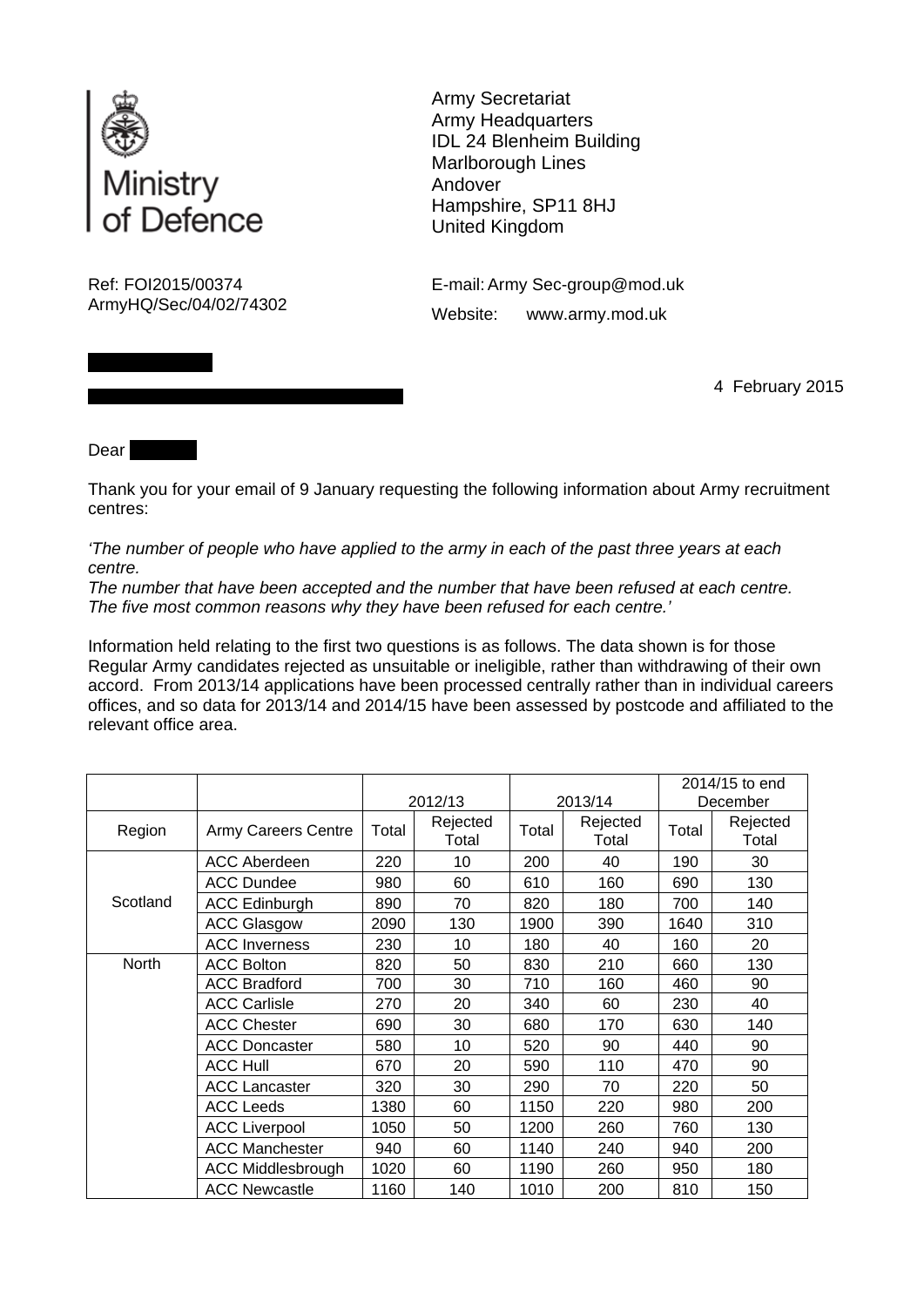Ministry of Defence

Army Secretariat
Army Headquarters
IDL 24 Blenheim Building
Marlborough Lines
Andover
Hampshire, SP11 8HJ
United Kingdom

Ref: FOI2015/00374
ArmyHQ/Sec/04/02/74302

E-mail: Army Sec-group@mod.uk
Website: www.army.mod.uk

4 February 2015

Dear

Thank you for your email of 9 January requesting the following information about Army recruitment centres:

*'The number of people who have applied to the army in each of the past three years at each centre.*
*The number that have been accepted and the number that have been refused at each centre.*
*The five most common reasons why they have been refused for each centre.'*

Information held relating to the first two questions is as follows. The data shown is for those Regular Army candidates rejected as unsuitable or ineligible, rather than withdrawing of their own accord. From 2013/14 applications have been processed centrally rather than in individual careers offices, and so data for 2013/14 and 2014/15 have been assessed by postcode and affiliated to the relevant office area.

| | | 2012/13 | | 2013/14 | | 2014/15 to end December | |
|---|---|---|---|---|---|---|---|
| Region | Army Careers Centre | Total | Rejected Total | Total | Rejected Total | Total | Rejected Total |
| Scotland | ACC Aberdeen | 220 | 10 | 200 | 40 | 190 | 30 |
| | ACC Dundee | 980 | 60 | 610 | 160 | 690 | 130 |
| | ACC Edinburgh | 890 | 70 | 820 | 180 | 700 | 140 |
| | ACC Glasgow | 2090 | 130 | 1900 | 390 | 1640 | 310 |
| | ACC Inverness | 230 | 10 | 180 | 40 | 160 | 20 |
| North | ACC Bolton | 820 | 50 | 830 | 210 | 660 | 130 |
| | ACC Bradford | 700 | 30 | 710 | 160 | 460 | 90 |
| | ACC Carlisle | 270 | 20 | 340 | 60 | 230 | 40 |
| | ACC Chester | 690 | 30 | 680 | 170 | 630 | 140 |
| | ACC Doncaster | 580 | 10 | 520 | 90 | 440 | 90 |
| | ACC Hull | 670 | 20 | 590 | 110 | 470 | 90 |
| | ACC Lancaster | 320 | 30 | 290 | 70 | 220 | 50 |
| | ACC Leeds | 1380 | 60 | 1150 | 220 | 980 | 200 |
| | ACC Liverpool | 1050 | 50 | 1200 | 260 | 760 | 130 |
| | ACC Manchester | 940 | 60 | 1140 | 240 | 940 | 200 |
| | ACC Middlesbrough | 1020 | 60 | 1190 | 260 | 950 | 180 |
| | ACC Newcastle | 1160 | 140 | 1010 | 200 | 810 | 150 |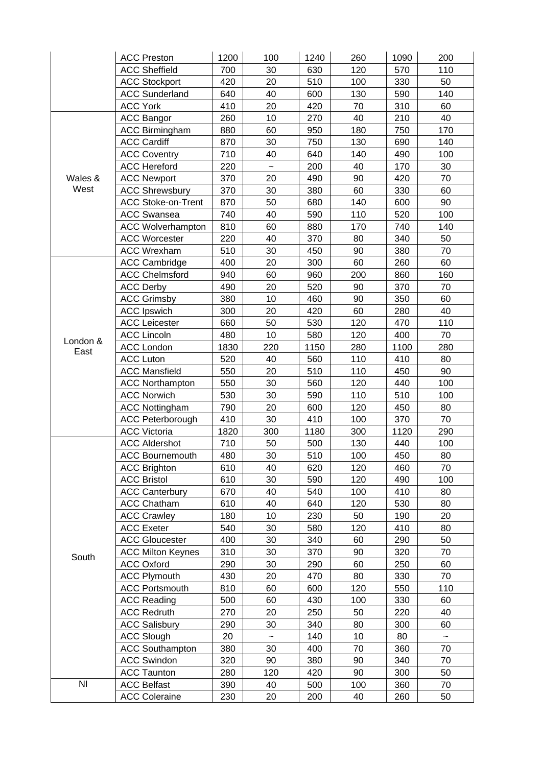| | | | | | | | |
|---|---|---|---|---|---|---|---|
| | ACC Preston | 1200 | 100 | 1240 | 260 | 1090 | 200 |
| | ACC Sheffield | 700 | 30 | 630 | 120 | 570 | 110 |
| | ACC Stockport | 420 | 20 | 510 | 100 | 330 | 50 |
| | ACC Sunderland | 640 | 40 | 600 | 130 | 590 | 140 |
| | ACC York | 410 | 20 | 420 | 70 | 310 | 60 |
| Wales & West | ACC Bangor | 260 | 10 | 270 | 40 | 210 | 40 |
| | ACC Birmingham | 880 | 60 | 950 | 180 | 750 | 170 |
| | ACC Cardiff | 870 | 30 | 750 | 130 | 690 | 140 |
| | ACC Coventry | 710 | 40 | 640 | 140 | 490 | 100 |
| | ACC Hereford | 220 | ~ | 200 | 40 | 170 | 30 |
| | ACC Newport | 370 | 20 | 490 | 90 | 420 | 70 |
| | ACC Shrewsbury | 370 | 30 | 380 | 60 | 330 | 60 |
| | ACC Stoke-on-Trent | 870 | 50 | 680 | 140 | 600 | 90 |
| | ACC Swansea | 740 | 40 | 590 | 110 | 520 | 100 |
| | ACC Wolverhampton | 810 | 60 | 880 | 170 | 740 | 140 |
| | ACC Worcester | 220 | 40 | 370 | 80 | 340 | 50 |
| | ACC Wrexham | 510 | 30 | 450 | 90 | 380 | 70 |
| London & East | ACC Cambridge | 400 | 20 | 300 | 60 | 260 | 60 |
| | ACC Chelmsford | 940 | 60 | 960 | 200 | 860 | 160 |
| | ACC Derby | 490 | 20 | 520 | 90 | 370 | 70 |
| | ACC Grimsby | 380 | 10 | 460 | 90 | 350 | 60 |
| | ACC Ipswich | 300 | 20 | 420 | 60 | 280 | 40 |
| | ACC Leicester | 660 | 50 | 530 | 120 | 470 | 110 |
| | ACC Lincoln | 480 | 10 | 580 | 120 | 400 | 70 |
| | ACC London | 1830 | 220 | 1150 | 280 | 1100 | 280 |
| | ACC Luton | 520 | 40 | 560 | 110 | 410 | 80 |
| | ACC Mansfield | 550 | 20 | 510 | 110 | 450 | 90 |
| | ACC Northampton | 550 | 30 | 560 | 120 | 440 | 100 |
| | ACC Norwich | 530 | 30 | 590 | 110 | 510 | 100 |
| | ACC Nottingham | 790 | 20 | 600 | 120 | 450 | 80 |
| | ACC Peterborough | 410 | 30 | 410 | 100 | 370 | 70 |
| | ACC Victoria | 1820 | 300 | 1180 | 300 | 1120 | 290 |
| South | ACC Aldershot | 710 | 50 | 500 | 130 | 440 | 100 |
| | ACC Bournemouth | 480 | 30 | 510 | 100 | 450 | 80 |
| | ACC Brighton | 610 | 40 | 620 | 120 | 460 | 70 |
| | ACC Bristol | 610 | 30 | 590 | 120 | 490 | 100 |
| | ACC Canterbury | 670 | 40 | 540 | 100 | 410 | 80 |
| | ACC Chatham | 610 | 40 | 640 | 120 | 530 | 80 |
| | ACC Crawley | 180 | 10 | 230 | 50 | 190 | 20 |
| | ACC Exeter | 540 | 30 | 580 | 120 | 410 | 80 |
| | ACC Gloucester | 400 | 30 | 340 | 60 | 290 | 50 |
| | ACC Milton Keynes | 310 | 30 | 370 | 90 | 320 | 70 |
| | ACC Oxford | 290 | 30 | 290 | 60 | 250 | 60 |
| | ACC Plymouth | 430 | 20 | 470 | 80 | 330 | 70 |
| | ACC Portsmouth | 810 | 60 | 600 | 120 | 550 | 110 |
| | ACC Reading | 500 | 60 | 430 | 100 | 330 | 60 |
| | ACC Redruth | 270 | 20 | 250 | 50 | 220 | 40 |
| | ACC Salisbury | 290 | 30 | 340 | 80 | 300 | 60 |
| | ACC Slough | 20 | ~ | 140 | 10 | 80 | ~ |
| | ACC Southampton | 380 | 30 | 400 | 70 | 360 | 70 |
| | ACC Swindon | 320 | 90 | 380 | 90 | 340 | 70 |
| | ACC Taunton | 280 | 120 | 420 | 90 | 300 | 50 |
| NI | ACC Belfast | 390 | 40 | 500 | 100 | 360 | 70 |
| | ACC Coleraine | 230 | 20 | 200 | 40 | 260 | 50 |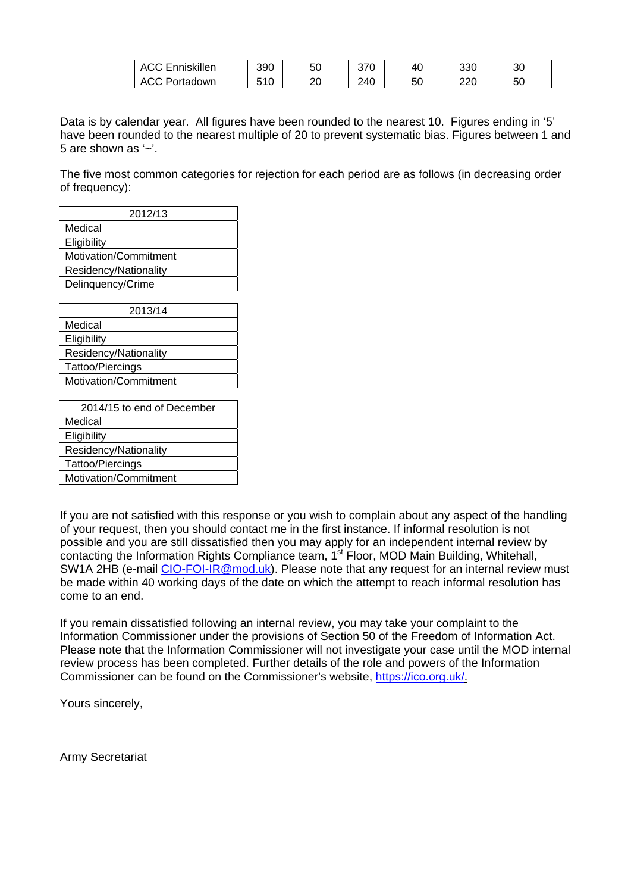| | | | | | | | |
|---|---|---|---|---|---|---|---|
| | ACC Enniskillen | 390 | 50 | 370 | 40 | 330 | 30 |
| | ACC Portadown | 510 | 20 | 240 | 50 | 220 | 50 |

Data is by calendar year. All figures have been rounded to the nearest 10. Figures ending in '5' have been rounded to the nearest multiple of 20 to prevent systematic bias. Figures between 1 and 5 are shown as '~'.

The five most common categories for rejection for each period are as follows (in decreasing order of frequency):

| 2012/13 |
|---|
| Medical |
| Eligibility |
| Motivation/Commitment |
| Residency/Nationality |
| Delinquency/Crime |

| 2013/14 |
|---|
| Medical |
| Eligibility |
| Residency/Nationality |
| Tattoo/Piercings |
| Motivation/Commitment |

| 2014/15 to end of December |
|---|
| Medical |
| Eligibility |
| Residency/Nationality |
| Tattoo/Piercings |
| Motivation/Commitment |

If you are not satisfied with this response or you wish to complain about any aspect of the handling of your request, then you should contact me in the first instance. If informal resolution is not possible and you are still dissatisfied then you may apply for an independent internal review by contacting the Information Rights Compliance team, 1st Floor, MOD Main Building, Whitehall, SW1A 2HB (e-mail CIO-FOI-IR@mod.uk). Please note that any request for an internal review must be made within 40 working days of the date on which the attempt to reach informal resolution has come to an end.

If you remain dissatisfied following an internal review, you may take your complaint to the Information Commissioner under the provisions of Section 50 of the Freedom of Information Act. Please note that the Information Commissioner will not investigate your case until the MOD internal review process has been completed. Further details of the role and powers of the Information Commissioner can be found on the Commissioner's website, https://ico.org.uk/.

Yours sincerely,

Army Secretariat